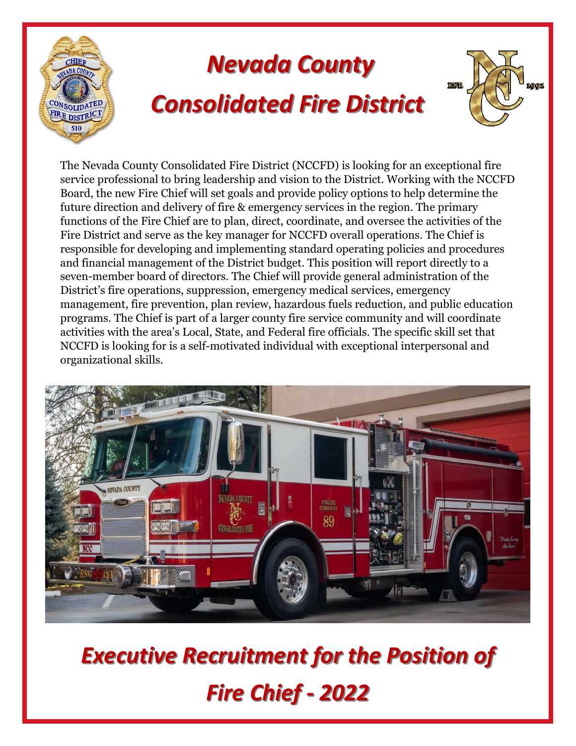# Nevada County Consolidated Fire District

The Nevada County Consolidated Fire District (NCCFD) is looking for an exceptional fire service professional to bring leadership and vision to the District. Working with the NCCFD Board, the new Fire Chief will set goals and provide policy options to help determine the future direction and delivery of fire & emergency services in the region. The primary functions of the Fire Chief are to plan, direct, coordinate, and oversee the activities of the Fire District and serve as the key manager for NCCFD overall operations. The Chief is responsible for developing and implementing standard operating policies and procedures and financial management of the District budget. This position will report directly to a seven-member board of directors. The Chief will provide general administration of the District's fire operations, suppression, emergency medical services, emergency management, fire prevention, plan review, hazardous fuels reduction, and public education programs. The Chief is part of a larger county fire service community and will coordinate activities with the area's Local, State, and Federal fire officials. The specific skill set that NCCFD is looking for is a self-motivated individual with exceptional interpersonal and organizational skills.

## Executive Recruitment for the Position of Fire Chief - 2022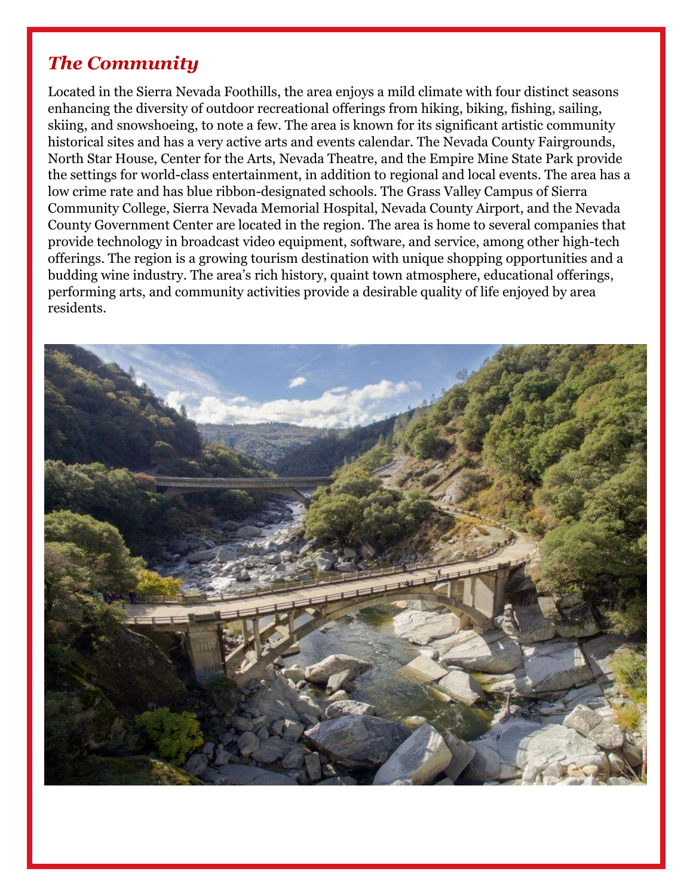## *The Community*

Located in the Sierra Nevada Foothills, the area enjoys a mild climate with four distinct seasons enhancing the diversity of outdoor recreational offerings from hiking, biking, fishing, sailing, skiing, and snowshoeing, to note a few. The area is known for its significant artistic community historical sites and has a very active arts and events calendar. The Nevada County Fairgrounds, North Star House, Center for the Arts, Nevada Theatre, and the Empire Mine State Park provide the settings for world-class entertainment, in addition to regional and local events. The area has a low crime rate and has blue ribbon-designated schools. The Grass Valley Campus of Sierra Community College, Sierra Nevada Memorial Hospital, Nevada County Airport, and the Nevada County Government Center are located in the region. The area is home to several companies that provide technology in broadcast video equipment, software, and service, among other high-tech offerings. The region is a growing tourism destination with unique shopping opportunities and a budding wine industry. The area's rich history, quaint town atmosphere, educational offerings, performing arts, and community activities provide a desirable quality of life enjoyed by area residents.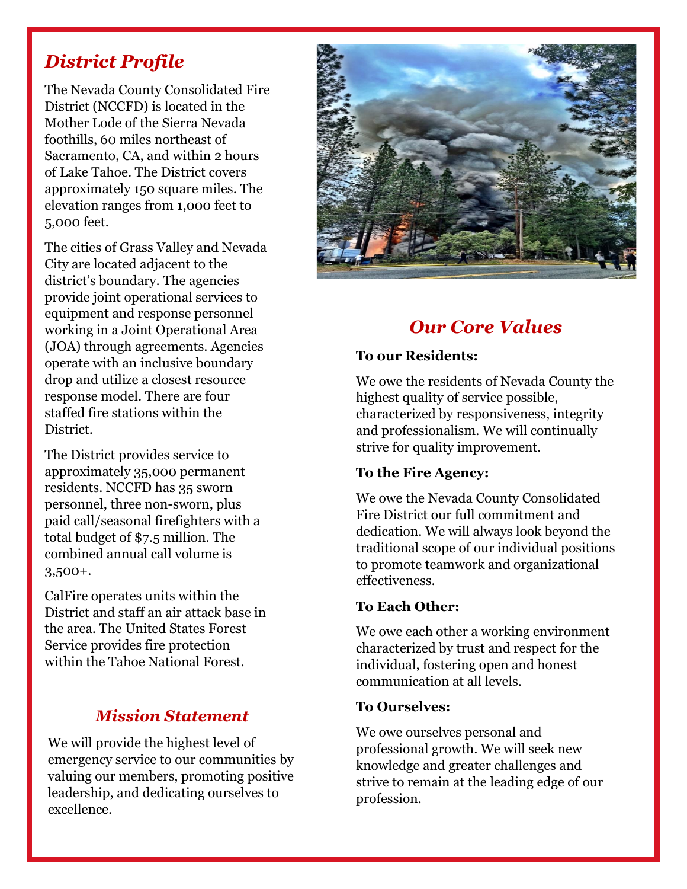## *District Profile*

The Nevada County Consolidated Fire District (NCCFD) is located in the Mother Lode of the Sierra Nevada foothills, 60 miles northeast of Sacramento, CA, and within 2 hours of Lake Tahoe. The District covers approximately 150 square miles. The elevation ranges from 1,000 feet to 5,000 feet.

The cities of Grass Valley and Nevada City are located adjacent to the district's boundary. The agencies provide joint operational services to equipment and response personnel working in a Joint Operational Area (JOA) through agreements. Agencies operate with an inclusive boundary drop and utilize a closest resource response model. There are four staffed fire stations within the District.

The District provides service to approximately 35,000 permanent residents. NCCFD has 35 sworn personnel, three non-sworn, plus paid call/seasonal firefighters with a total budget of $7.5 million. The combined annual call volume is 3,500+.

CalFire operates units within the District and staff an air attack base in the area. The United States Forest Service provides fire protection within the Tahoe National Forest.

## *Mission Statement*

We will provide the highest level of emergency service to our communities by valuing our members, promoting positive leadership, and dedicating ourselves to excellence.

## *Our Core Values*

**To our Residents:**

We owe the residents of Nevada County the highest quality of service possible, characterized by responsiveness, integrity and professionalism. We will continually strive for quality improvement.

**To the Fire Agency:**

We owe the Nevada County Consolidated Fire District our full commitment and dedication. We will always look beyond the traditional scope of our individual positions to promote teamwork and organizational effectiveness.

**To Each Other:**

We owe each other a working environment characterized by trust and respect for the individual, fostering open and honest communication at all levels.

**To Ourselves:**

We owe ourselves personal and professional growth. We will seek new knowledge and greater challenges and strive to remain at the leading edge of our profession.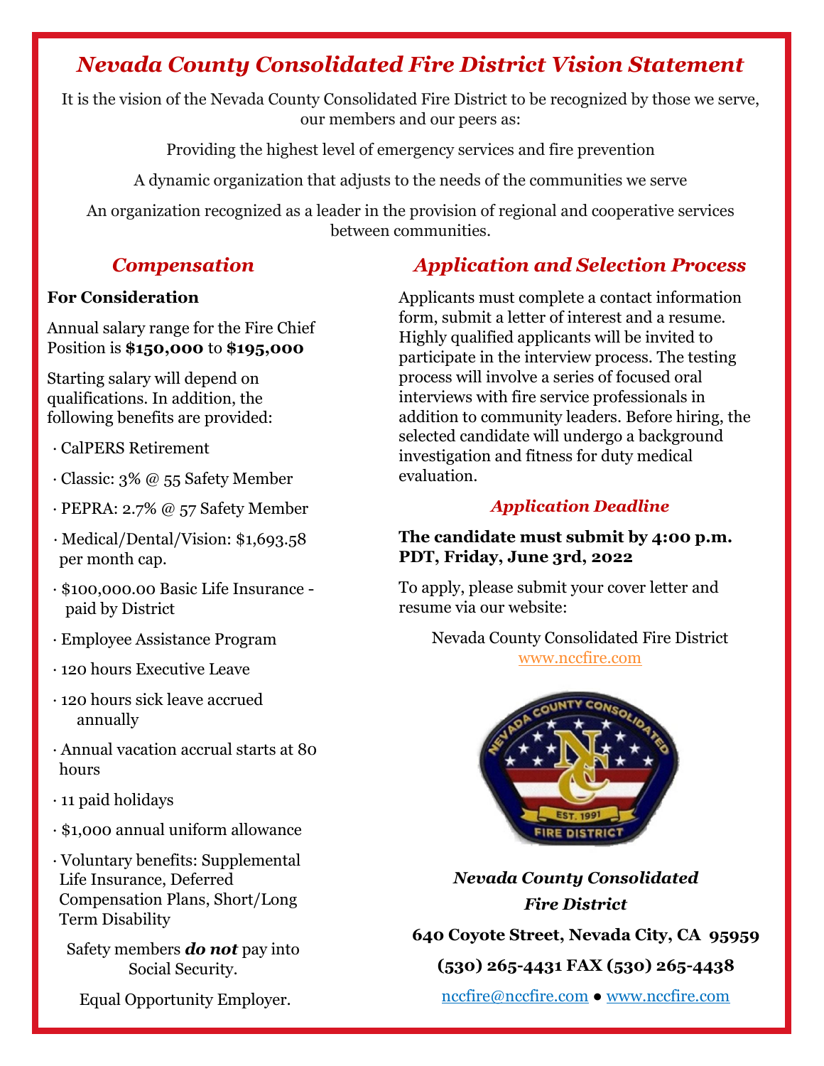# *Nevada County Consolidated Fire District Vision Statement*

It is the vision of the Nevada County Consolidated Fire District to be recognized by those we serve, our members and our peers as:

Providing the highest level of emergency services and fire prevention

A dynamic organization that adjusts to the needs of the communities we serve

An organization recognized as a leader in the provision of regional and cooperative services between communities.

## *Compensation*

**For Consideration**

Annual salary range for the Fire Chief Position is **$150,000** to **$195,000**

Starting salary will depend on qualifications. In addition, the following benefits are provided:

· CalPERS Retirement

· Classic: 3% @ 55 Safety Member

· PEPRA: 2.7% @ 57 Safety Member

· Medical/Dental/Vision: $1,693.58 per month cap.

· $100,000.00 Basic Life Insurance - paid by District

· Employee Assistance Program

· 120 hours Executive Leave

· 120 hours sick leave accrued annually

· Annual vacation accrual starts at 80 hours

· 11 paid holidays

· $1,000 annual uniform allowance

· Voluntary benefits: Supplemental Life Insurance, Deferred Compensation Plans, Short/Long Term Disability

Safety members ***do not*** pay into Social Security.

Equal Opportunity Employer.

## *Application and Selection Process*

Applicants must complete a contact information form, submit a letter of interest and a resume. Highly qualified applicants will be invited to participate in the interview process. The testing process will involve a series of focused oral interviews with fire service professionals in addition to community leaders. Before hiring, the selected candidate will undergo a background investigation and fitness for duty medical evaluation.

### *Application Deadline*

**The candidate must submit by 4:00 p.m. PDT, Friday, June 3rd, 2022**

To apply, please submit your cover letter and resume via our website:

Nevada County Consolidated Fire District
www.nccfire.com

***Nevada County Consolidated Fire District***

**640 Coyote Street, Nevada City, CA 95959**

**(530) 265-4431 FAX (530) 265-4438**

nccfire@nccfire.com ● www.nccfire.com